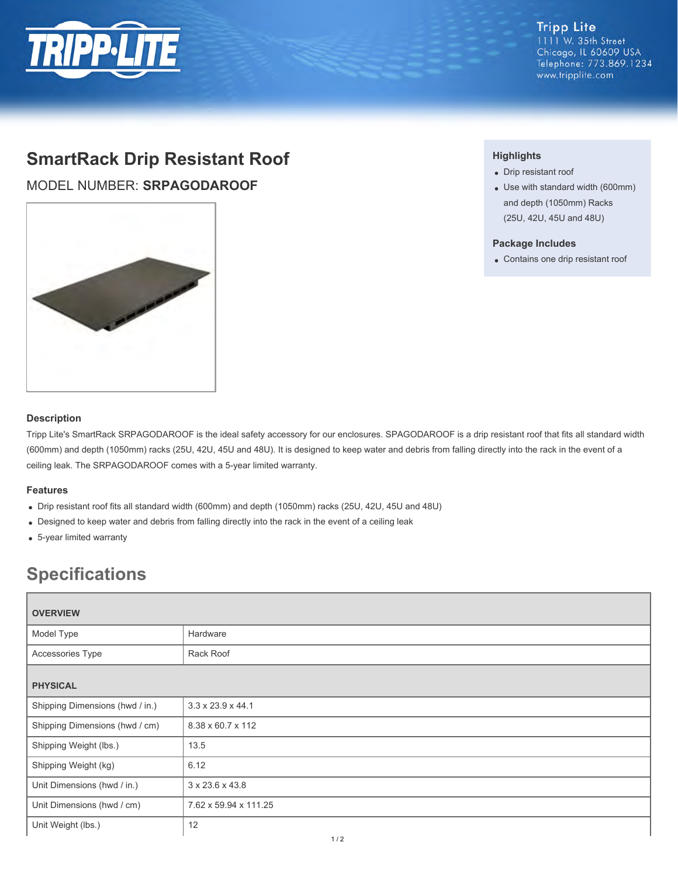Tripp Lite
1111 W. 35th Street
Chicago, IL 60609 USA
Telephone: 773.869.1234
www.tripplite.com

# SmartRack Drip Resistant Roof

MODEL NUMBER: **SRPAGODAROOF**

### Highlights

- Drip resistant roof
- Use with standard width (600mm) and depth (1050mm) Racks (25U, 42U, 45U and 48U)

### Package Includes

- Contains one drip resistant roof

### Description

Tripp Lite's SmartRack SRPAGODAROOF is the ideal safety accessory for our enclosures. SPAGODAROOF is a drip resistant roof that fits all standard width (600mm) and depth (1050mm) racks (25U, 42U, 45U and 48U). It is designed to keep water and debris from falling directly into the rack in the event of a ceiling leak. The SRPAGODAROOF comes with a 5-year limited warranty.

### Features

- Drip resistant roof fits all standard width (600mm) and depth (1050mm) racks (25U, 42U, 45U and 48U)
- Designed to keep water and debris from falling directly into the rack in the event of a ceiling leak
- 5-year limited warranty

## Specifications

| OVERVIEW | |
|---|---|
| Model Type | Hardware |
| Accessories Type | Rack Roof |
| **PHYSICAL** | |
| Shipping Dimensions (hwd / in.) | 3.3 x 23.9 x 44.1 |
| Shipping Dimensions (hwd / cm) | 8.38 x 60.7 x 112 |
| Shipping Weight (lbs.) | 13.5 |
| Shipping Weight (kg) | 6.12 |
| Unit Dimensions (hwd / in.) | 3 x 23.6 x 43.8 |
| Unit Dimensions (hwd / cm) | 7.62 x 59.94 x 111.25 |
| Unit Weight (lbs.) | 12 |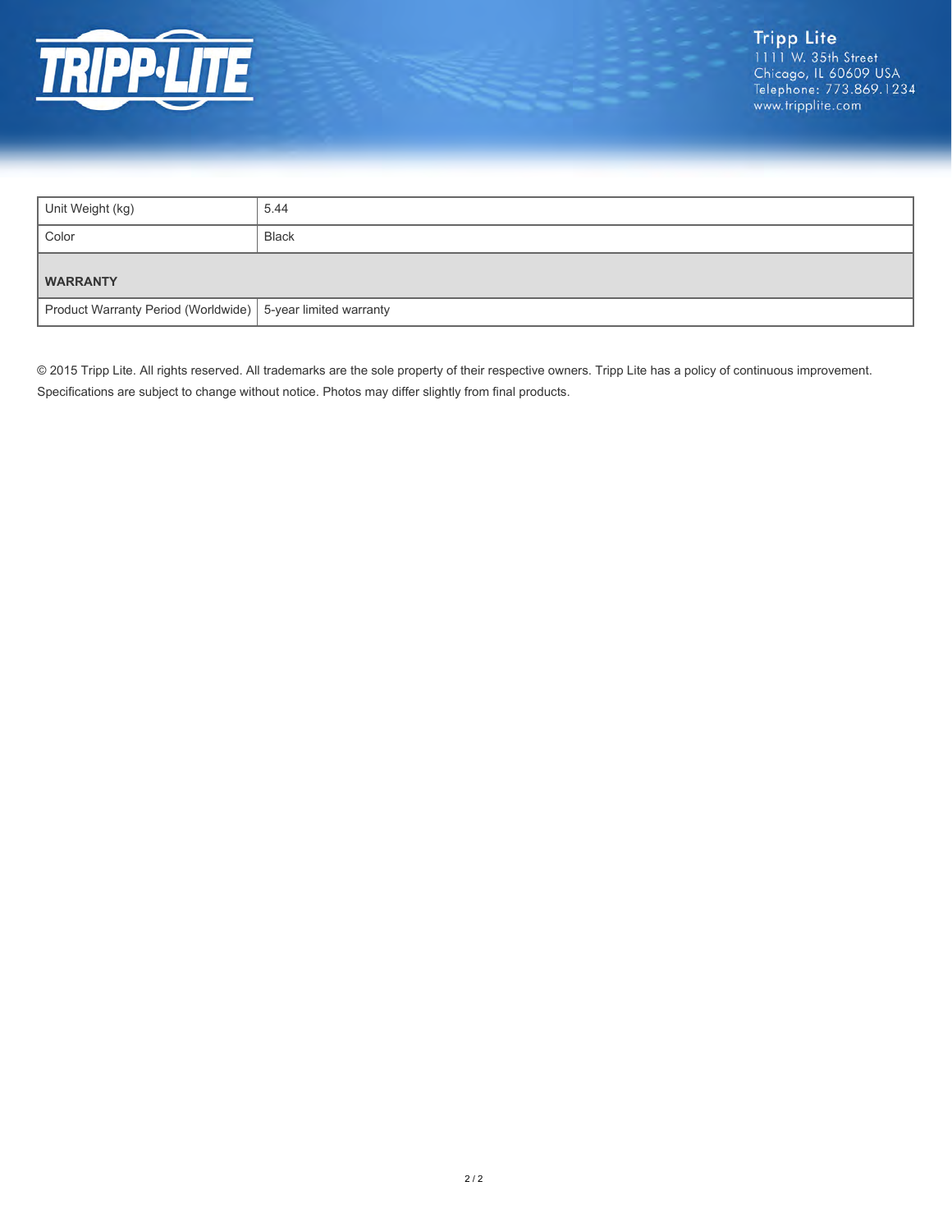| | |
|---|---|
| Unit Weight (kg) | 5.44 |
| Color | Black |
| **WARRANTY** | |
| Product Warranty Period (Worldwide) | 5-year limited warranty |

© 2015 Tripp Lite. All rights reserved. All trademarks are the sole property of their respective owners. Tripp Lite has a policy of continuous improvement. Specifications are subject to change without notice. Photos may differ slightly from final products.